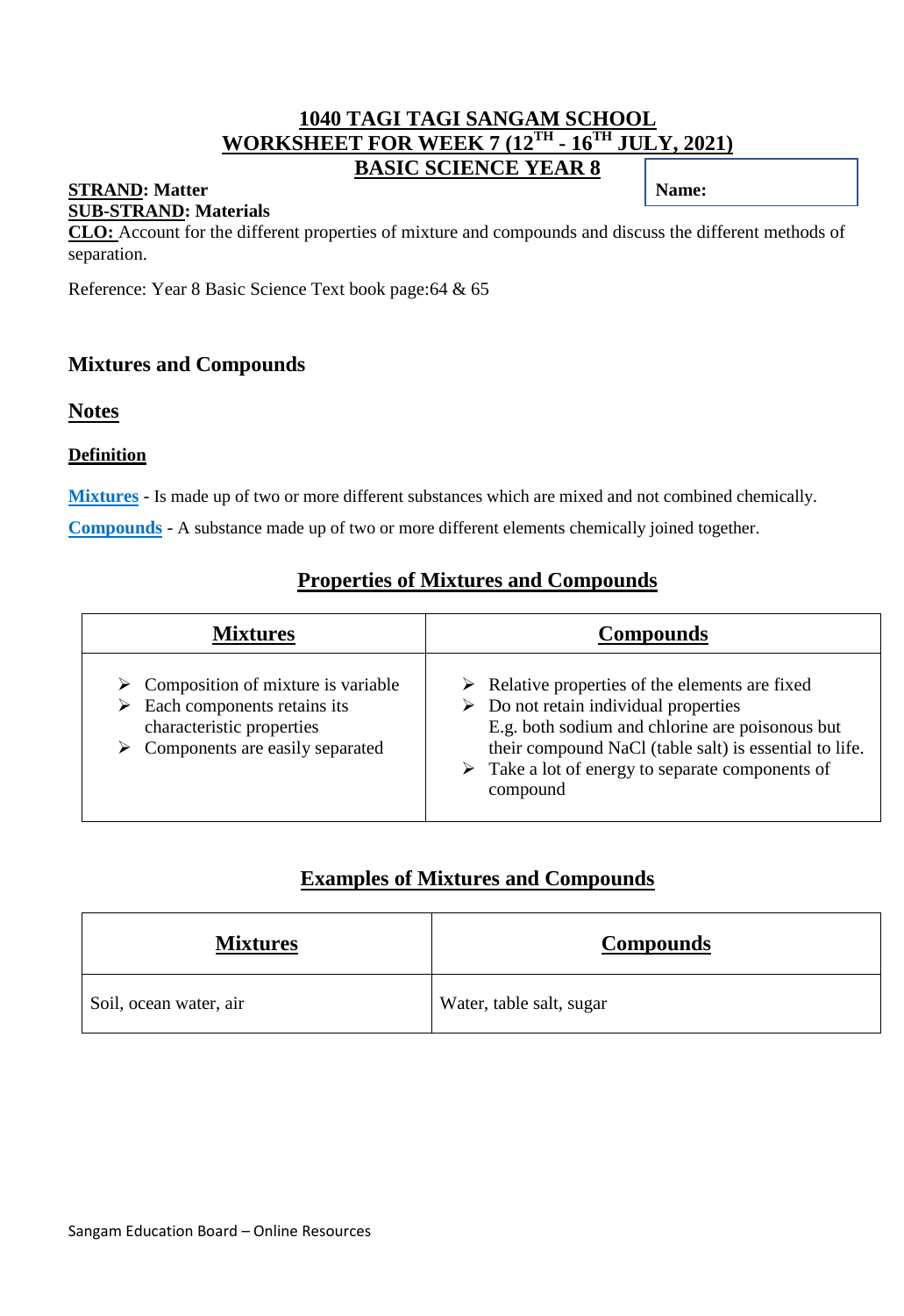# 1040 TAGI TAGI SANGAM SCHOOL
## WORKSHEET FOR WEEK 7 (12TH - 16TH JULY, 2021)
## BASIC SCIENCE YEAR 8

**Name:**

**STRAND: Matter**
**SUB-STRAND: Materials**

**CLO:** Account for the different properties of mixture and compounds and discuss the different methods of separation.

Reference: Year 8 Basic Science Text book page:64 & 65

### Mixtures and Compounds

### Notes

#### Definition

**Mixtures** - Is made up of two or more different substances which are mixed and not combined chemically.

**Compounds** - A substance made up of two or more different elements chemically joined together.

### Properties of Mixtures and Compounds

| Mixtures | Compounds |
| --- | --- |
| ➢ Composition of mixture is variable<br>➢ Each components retains its characteristic properties<br>➢ Components are easily separated | ➢ Relative properties of the elements are fixed<br>➢ Do not retain individual properties<br>E.g. both sodium and chlorine are poisonous but their compound NaCl (table salt) is essential to life.<br>➢ Take a lot of energy to separate components of compound |

### Examples of Mixtures and Compounds

| Mixtures | Compounds |
| --- | --- |
| Soil, ocean water, air | Water, table salt, sugar |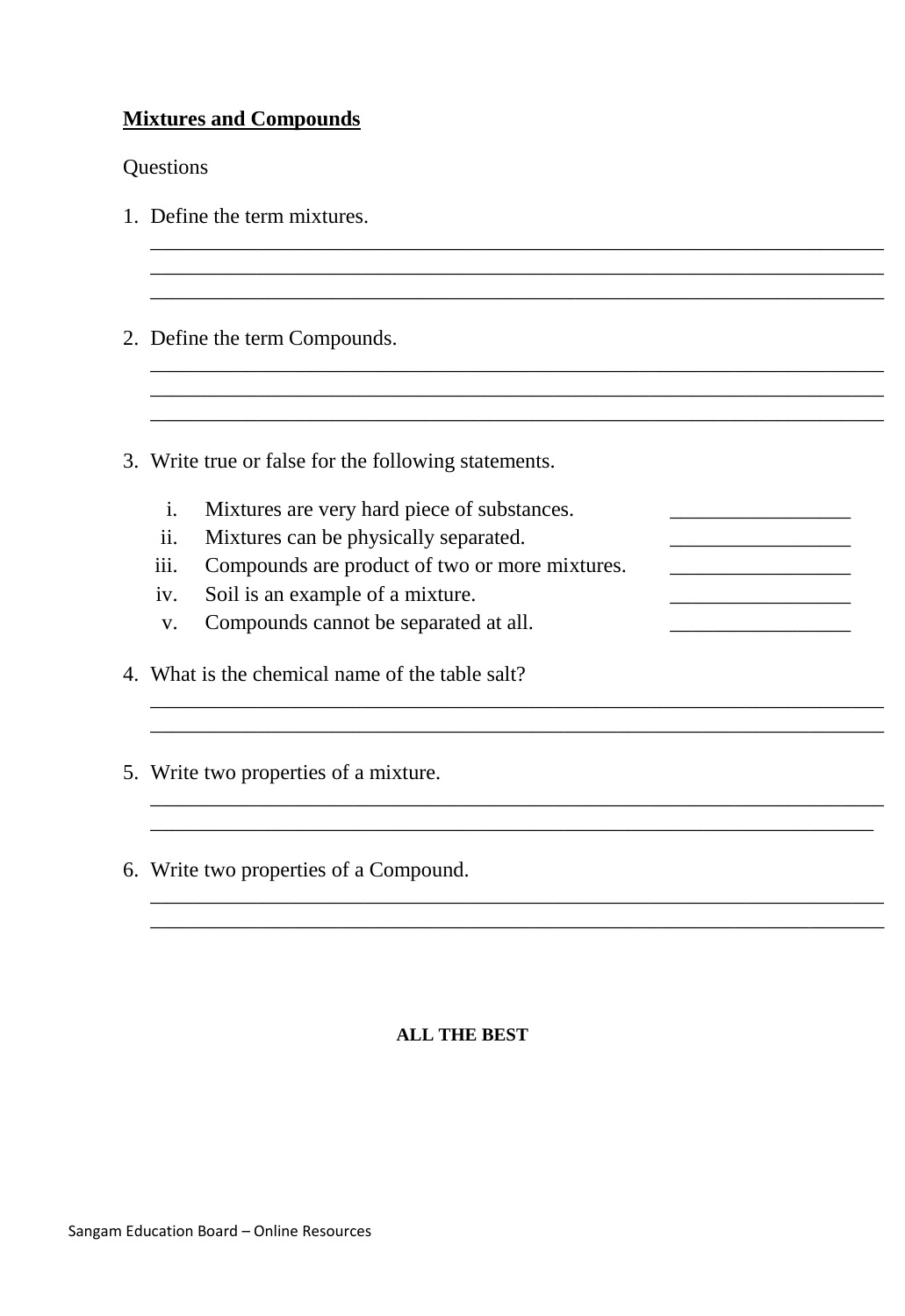**Mixtures and Compounds**

Questions

1. Define the term mixtures.
   ______________________________________________________________________
   ______________________________________________________________________
   ______________________________________________________________________

2. Define the term Compounds.
   ______________________________________________________________________
   ______________________________________________________________________
   ______________________________________________________________________

3. Write true or false for the following statements.

   i. Mixtures are very hard piece of substances. _________________
   ii. Mixtures can be physically separated. _________________
   iii. Compounds are product of two or more mixtures. _________________
   iv. Soil is an example of a mixture. _________________
   v. Compounds cannot be separated at all. _________________

4. What is the chemical name of the table salt?
   ______________________________________________________________________
   ______________________________________________________________________

5. Write two properties of a mixture.
   ______________________________________________________________________
   ______________________________________________________________________

6. Write two properties of a Compound.
   ______________________________________________________________________
   ______________________________________________________________________

**ALL THE BEST**